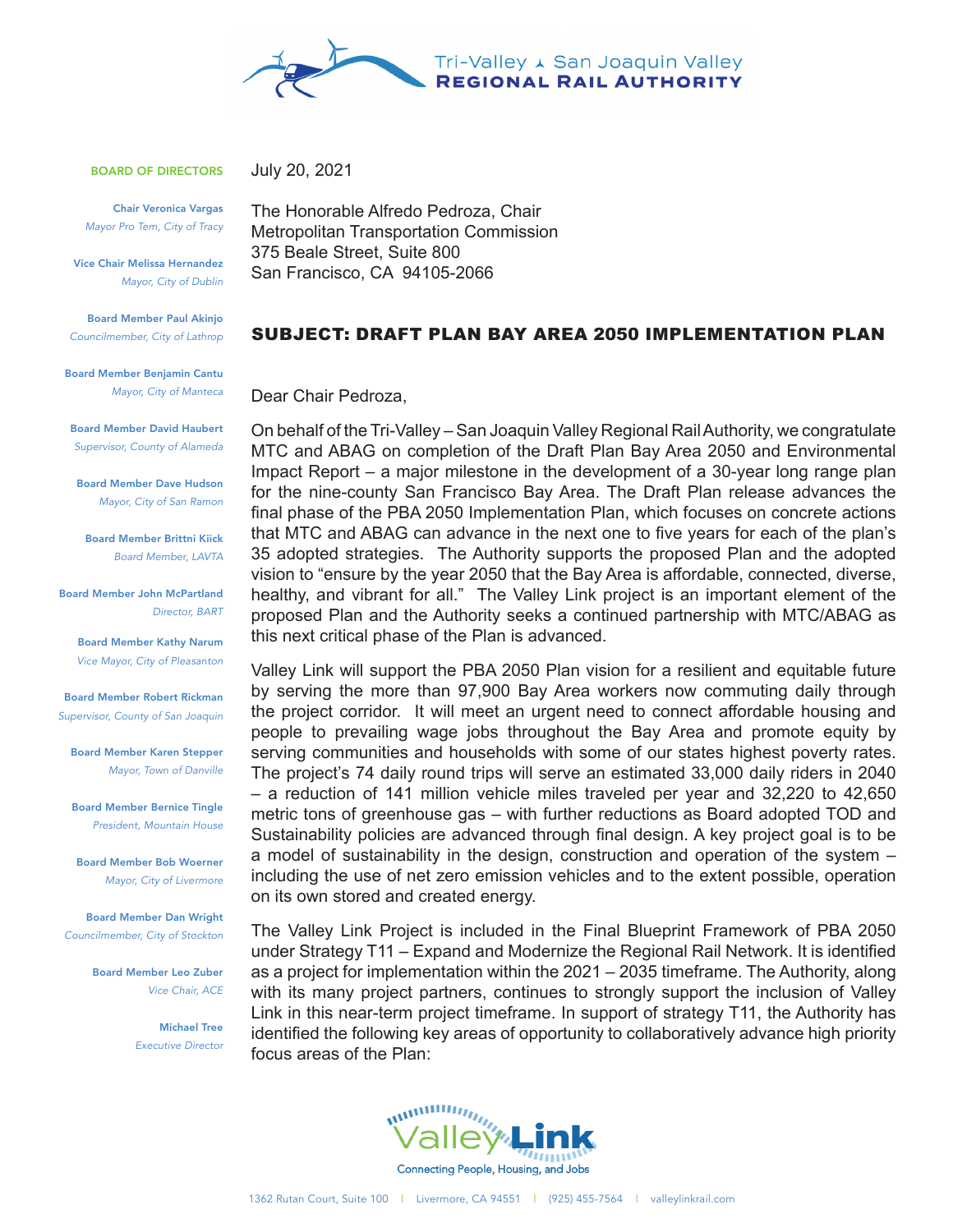Tri-Valley – San Joaquin Valley
**REGIONAL RAIL AUTHORITY**

**BOARD OF DIRECTORS**

**Chair Veronica Vargas**
*Mayor Pro Tem, City of Tracy*

**Vice Chair Melissa Hernandez**
*Mayor, City of Dublin*

**Board Member Paul Akinjo**
*Councilmember, City of Lathrop*

**Board Member Benjamin Cantu**
*Mayor, City of Manteca*

**Board Member David Haubert**
*Supervisor, County of Alameda*

**Board Member Dave Hudson**
*Mayor, City of San Ramon*

**Board Member Brittni Kiick**
*Board Member, LAVTA*

**Board Member John McPartland**
*Director, BART*

**Board Member Kathy Narum**
*Vice Mayor, City of Pleasanton*

**Board Member Robert Rickman**
*Supervisor, County of San Joaquin*

**Board Member Karen Stepper**
*Mayor, Town of Danville*

**Board Member Bernice Tingle**
*President, Mountain House*

**Board Member Bob Woerner**
*Mayor, City of Livermore*

**Board Member Dan Wright**
*Councilmember, City of Stockton*

**Board Member Leo Zuber**
*Vice Chair, ACE*

**Michael Tree**
*Executive Director*

July 20, 2021

The Honorable Alfredo Pedroza, Chair
Metropolitan Transportation Commission
375 Beale Street, Suite 800
San Francisco, CA 94105-2066

**SUBJECT: DRAFT PLAN BAY AREA 2050 IMPLEMENTATION PLAN**

Dear Chair Pedroza,

On behalf of the Tri-Valley – San Joaquin Valley Regional Rail Authority, we congratulate MTC and ABAG on completion of the Draft Plan Bay Area 2050 and Environmental Impact Report – a major milestone in the development of a 30-year long range plan for the nine-county San Francisco Bay Area. The Draft Plan release advances the final phase of the PBA 2050 Implementation Plan, which focuses on concrete actions that MTC and ABAG can advance in the next one to five years for each of the plan's 35 adopted strategies. The Authority supports the proposed Plan and the adopted vision to "ensure by the year 2050 that the Bay Area is affordable, connected, diverse, healthy, and vibrant for all." The Valley Link project is an important element of the proposed Plan and the Authority seeks a continued partnership with MTC/ABAG as this next critical phase of the Plan is advanced.

Valley Link will support the PBA 2050 Plan vision for a resilient and equitable future by serving the more than 97,900 Bay Area workers now commuting daily through the project corridor. It will meet an urgent need to connect affordable housing and people to prevailing wage jobs throughout the Bay Area and promote equity by serving communities and households with some of our states highest poverty rates. The project's 74 daily round trips will serve an estimated 33,000 daily riders in 2040 – a reduction of 141 million vehicle miles traveled per year and 32,220 to 42,650 metric tons of greenhouse gas – with further reductions as Board adopted TOD and Sustainability policies are advanced through final design. A key project goal is to be a model of sustainability in the design, construction and operation of the system – including the use of net zero emission vehicles and to the extent possible, operation on its own stored and created energy.

The Valley Link Project is included in the Final Blueprint Framework of PBA 2050 under Strategy T11 – Expand and Modernize the Regional Rail Network. It is identified as a project for implementation within the 2021 – 2035 timeframe. The Authority, along with its many project partners, continues to strongly support the inclusion of Valley Link in this near-term project timeframe. In support of strategy T11, the Authority has identified the following key areas of opportunity to collaboratively advance high priority focus areas of the Plan:

Valley Link
Connecting People, Housing, and Jobs

1362 Rutan Court, Suite 100 | Livermore, CA 94551 | (925) 455-7564 | valleylinkrail.com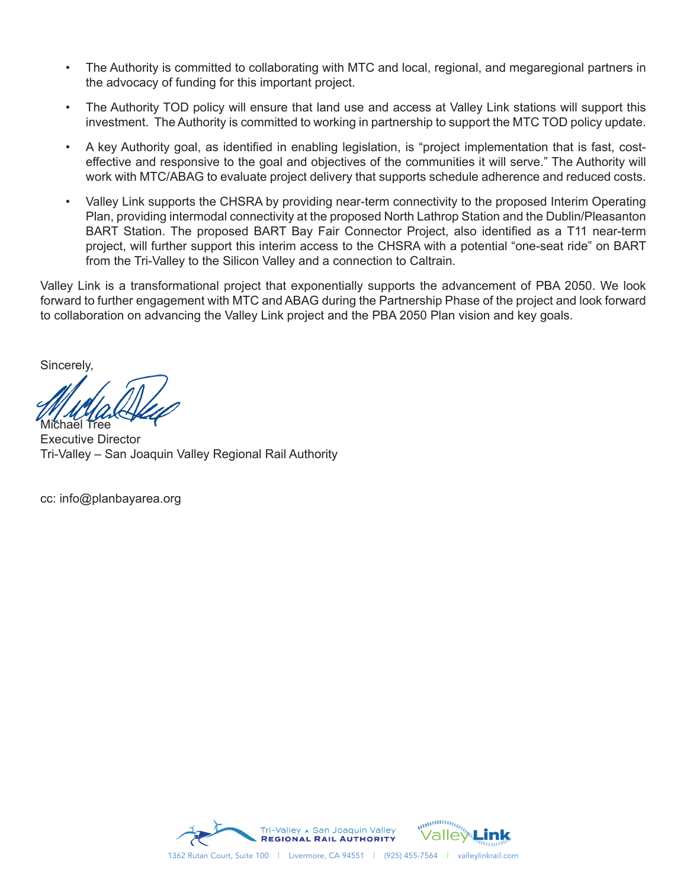- The Authority is committed to collaborating with MTC and local, regional, and megaregional partners in the advocacy of funding for this important project.
- The Authority TOD policy will ensure that land use and access at Valley Link stations will support this investment. The Authority is committed to working in partnership to support the MTC TOD policy update.
- A key Authority goal, as identified in enabling legislation, is "project implementation that is fast, cost-effective and responsive to the goal and objectives of the communities it will serve." The Authority will work with MTC/ABAG to evaluate project delivery that supports schedule adherence and reduced costs.
- Valley Link supports the CHSRA by providing near-term connectivity to the proposed Interim Operating Plan, providing intermodal connectivity at the proposed North Lathrop Station and the Dublin/Pleasanton BART Station. The proposed BART Bay Fair Connector Project, also identified as a T11 near-term project, will further support this interim access to the CHSRA with a potential "one-seat ride" on BART from the Tri-Valley to the Silicon Valley and a connection to Caltrain.

Valley Link is a transformational project that exponentially supports the advancement of PBA 2050. We look forward to further engagement with MTC and ABAG during the Partnership Phase of the project and look forward to collaboration on advancing the Valley Link project and the PBA 2050 Plan vision and key goals.

Sincerely,

Michael Tree
Executive Director
Tri-Valley – San Joaquin Valley Regional Rail Authority

cc: info@planbayarea.org

Tri-Valley ▲ San Joaquin Valley REGIONAL RAIL AUTHORITY   Valley Link

1362 Rutan Court, Suite 100 | Livermore, CA 94551 | (925) 455-7564 | valleylinkrail.com